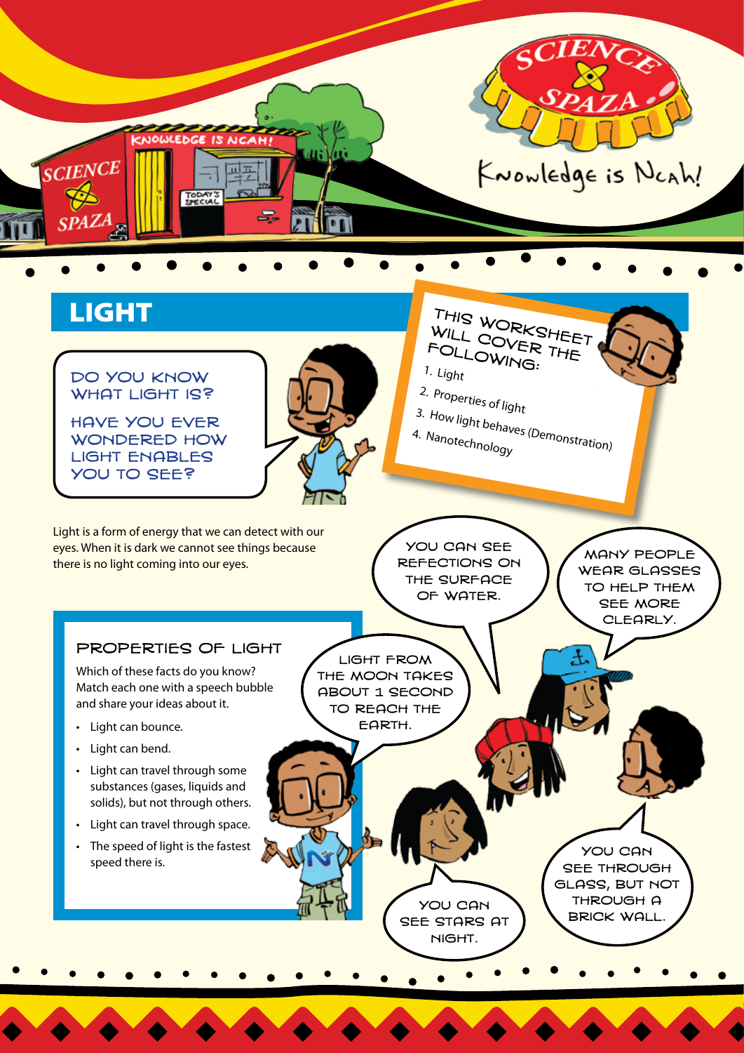# LIGHT

DO YOU KNOW WHAT LIGHT IS?

HAVE YOU EVER WONDERED HOW LIGHT ENABLES YOU TO SEE?

THIS WORKSHEET WILL COVER THE FOLLOWING:

1. Light
2. Properties of light
3. How light behaves (Demonstration)
4. Nanotechnology

Light is a form of energy that we can detect with our eyes. When it is dark we cannot see things because there is no light coming into our eyes.

## PROPERTIES OF LIGHT

Which of these facts do you know? Match each one with a speech bubble and share your ideas about it.

- Light can bounce.
- Light can bend.
- Light can travel through some substances (gases, liquids and solids), but not through others.
- Light can travel through space.
- The speed of light is the fastest speed there is.

YOU CAN SEE REFECTIONS ON THE SURFACE OF WATER.

MANY PEOPLE WEAR GLASSES TO HELP THEM SEE MORE CLEARLY.

LIGHT FROM THE MOON TAKES ABOUT 1 SECOND TO REACH THE EARTH.

YOU CAN SEE THROUGH GLASS, BUT NOT THROUGH A BRICK WALL.

YOU CAN SEE STARS AT NIGHT.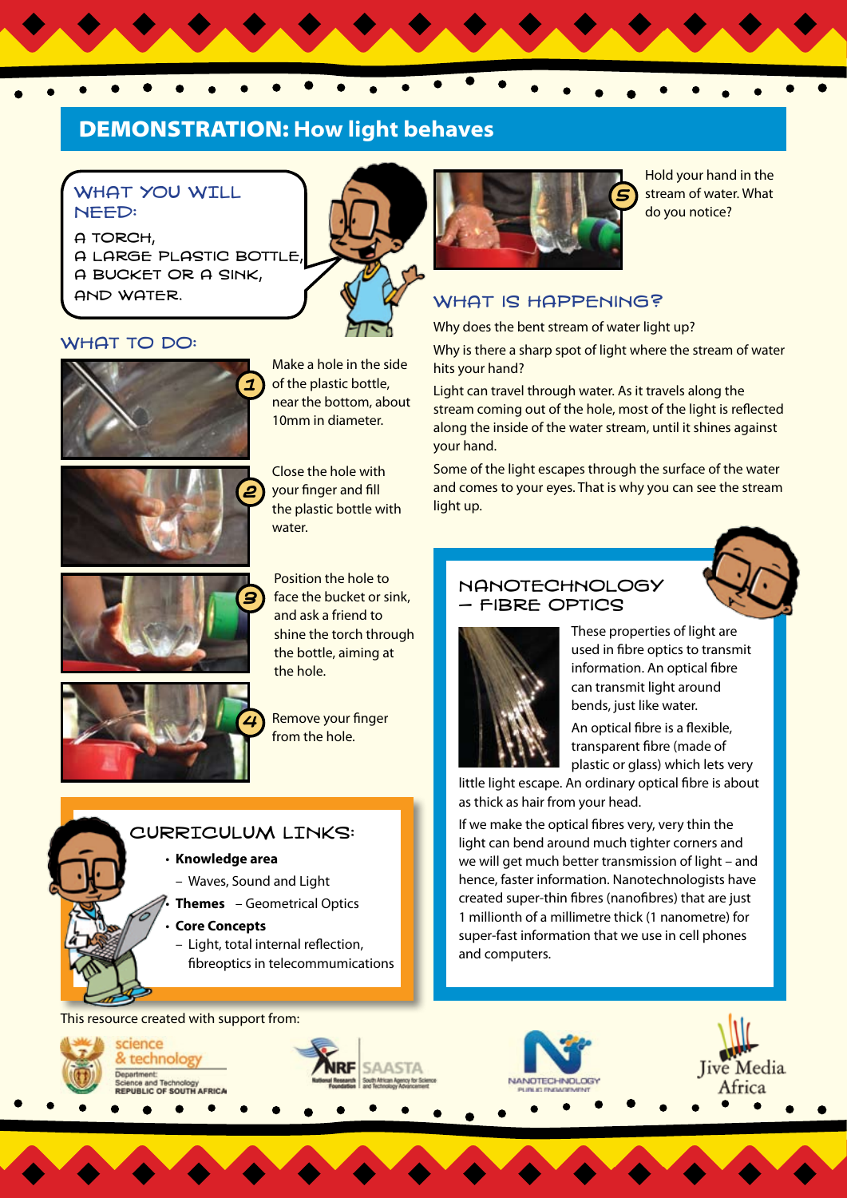# DEMONSTRATION: How light behaves

### WHAT YOU WILL NEED:

A torch,
a large plastic bottle,
a bucket or a sink,
and water.

### WHAT TO DO:

1. Make a hole in the side of the plastic bottle, near the bottom, about 10mm in diameter.
2. Close the hole with your finger and fill the plastic bottle with water.
3. Position the hole to face the bucket or sink, and ask a friend to shine the torch through the bottle, aiming at the hole.
4. Remove your finger from the hole.
5. Hold your hand in the stream of water. What do you notice?

### WHAT IS HAPPENING?

Why does the bent stream of water light up?

Why is there a sharp spot of light where the stream of water hits your hand?

Light can travel through water. As it travels along the stream coming out of the hole, most of the light is reflected along the inside of the water stream, until it shines against your hand.

Some of the light escapes through the surface of the water and comes to your eyes. That is why you can see the stream light up.

### CURRICULUM LINKS:

- **Knowledge area**
  - Waves, Sound and Light
- **Themes** – Geometrical Optics
- **Core Concepts**
  - Light, total internal reflection, fibreoptics in telecommunications

### NANOTECHNOLOGY – FIBRE OPTICS

These properties of light are used in fibre optics to transmit information. An optical fibre can transmit light around bends, just like water.

An optical fibre is a flexible, transparent fibre (made of plastic or glass) which lets very little light escape. An ordinary optical fibre is about as thick as hair from your head.

If we make the optical fibres very, very thin the light can bend around much tighter corners and we will get much better transmission of light – and hence, faster information. Nanotechnologists have created super-thin fibres (nanofibres) that are just 1 millionth of a millimetre thick (1 nanometre) for super-fast information that we use in cell phones and computers.

This resource created with support from:

science & technology — Department: Science and Technology, REPUBLIC OF SOUTH AFRICA
NRF National Research Foundation | SAASTA South African Agency for Science and Technology Advancement
NANOTECHNOLOGY PUBLIC ENGAGEMENT
Jive Media Africa